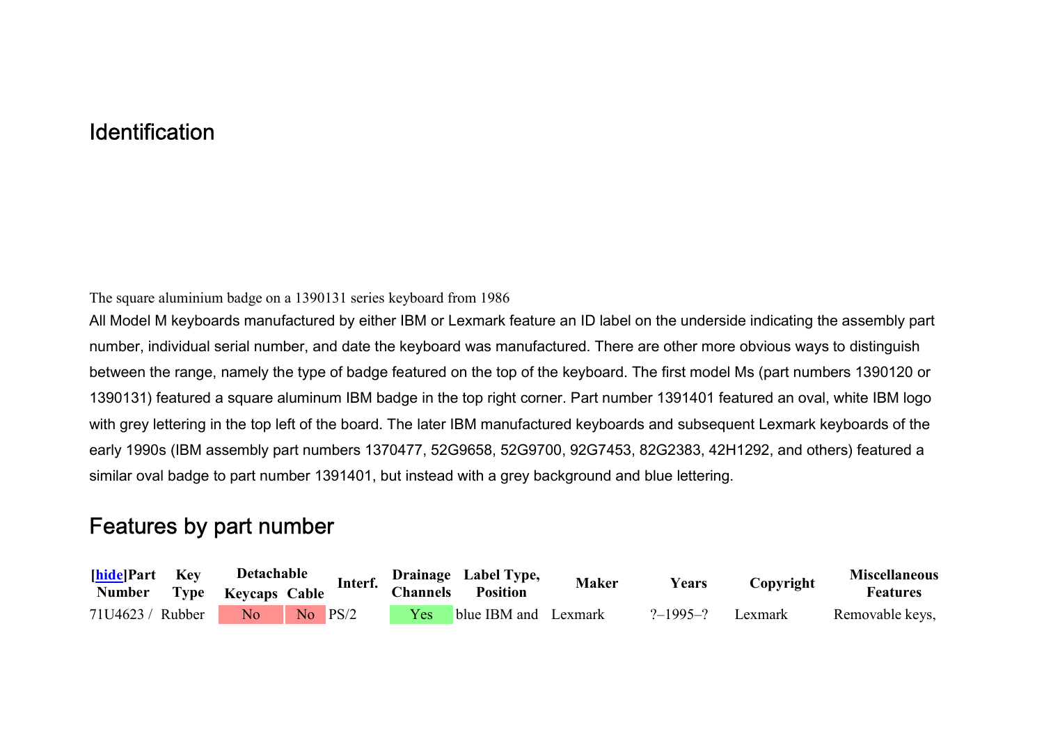## Identification

The square aluminium badge on a 1390131 series keyboard from 1986

All Model M keyboards manufactured by either IBM or Lexmark feature an ID label on the underside indicating the assembly part number, individual serial number, and date the keyboard was manufactured. There are other more obvious ways to distinguish between the range, namely the type of badge featured on the top of the keyboard. The first model Ms (part numbers 1390120 or 1390131) featured a square aluminum IBM badge in the top right corner. Part number 1391401 featured an oval, white IBM logo with grey lettering in the top left of the board. The later IBM manufactured keyboards and subsequent Lexmark keyboards of the early 1990s (IBM assembly part numbers 1370477, 52G9658, 52G9700, 92G7453, 82G2383, 42H1292, and others) featured a similar oval badge to part number 1391401, but instead with a grey background and blue lettering.

## Features by part number

| [hide]Part Number | Key Type | Detachable | | Interf. | Drainage Channels | Label Type, Position | Maker | Years | Copyright | Miscellaneous Features |
|---|---|---|---|---|---|---|---|---|---|---|
| | | Keycaps | Cable | | | | | | | |
| 71U4623 / | Rubber | No | No | PS/2 | Yes | blue IBM and | Lexmark | ?–1995–? | Lexmark | Removable keys, |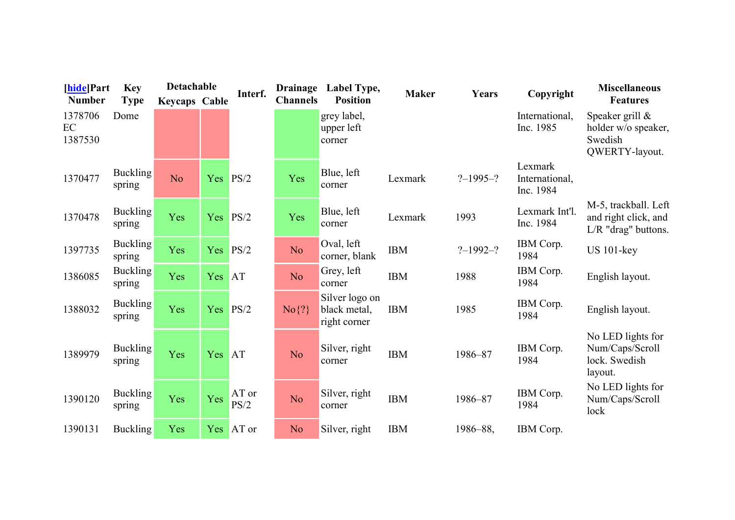| [hide]Part Number | Key Type | Detachable | | Interf. | Drainage Channels | Label Type, Position | Maker | Years | Copyright | Miscellaneous Features |
|---|---|---|---|---|---|---|---|---|---|---|
| | | Keycaps | Cable | | | | | | | |
| 1378706 EC 1387530 | Dome | | | | | grey label, upper left corner | | | International, Inc. 1985 | Speaker grill & holder w/o speaker, Swedish QWERTY-layout. |
| 1370477 | Buckling spring | No | Yes | PS/2 | Yes | Blue, left corner | Lexmark | ?–1995–? | Lexmark International, Inc. 1984 | |
| 1370478 | Buckling spring | Yes | Yes | PS/2 | Yes | Blue, left corner | Lexmark | 1993 | Lexmark Int'l. Inc. 1984 | M-5, trackball. Left and right click, and L/R "drag" buttons. |
| 1397735 | Buckling spring | Yes | Yes | PS/2 | No | Oval, left corner, blank | IBM | ?–1992–? | IBM Corp. 1984 | US 101-key |
| 1386085 | Buckling spring | Yes | Yes | AT | No | Grey, left corner | IBM | 1988 | IBM Corp. 1984 | English layout. |
| 1388032 | Buckling spring | Yes | Yes | PS/2 | No{?} | Silver logo on black metal, right corner | IBM | 1985 | IBM Corp. 1984 | English layout. |
| 1389979 | Buckling spring | Yes | Yes | AT | No | Silver, right corner | IBM | 1986–87 | IBM Corp. 1984 | No LED lights for Num/Caps/Scroll lock. Swedish layout. |
| 1390120 | Buckling spring | Yes | Yes | AT or PS/2 | No | Silver, right corner | IBM | 1986–87 | IBM Corp. 1984 | No LED lights for Num/Caps/Scroll lock |
| 1390131 | Buckling | Yes | Yes | AT or | No | Silver, right | IBM | 1986–88, | IBM Corp. | |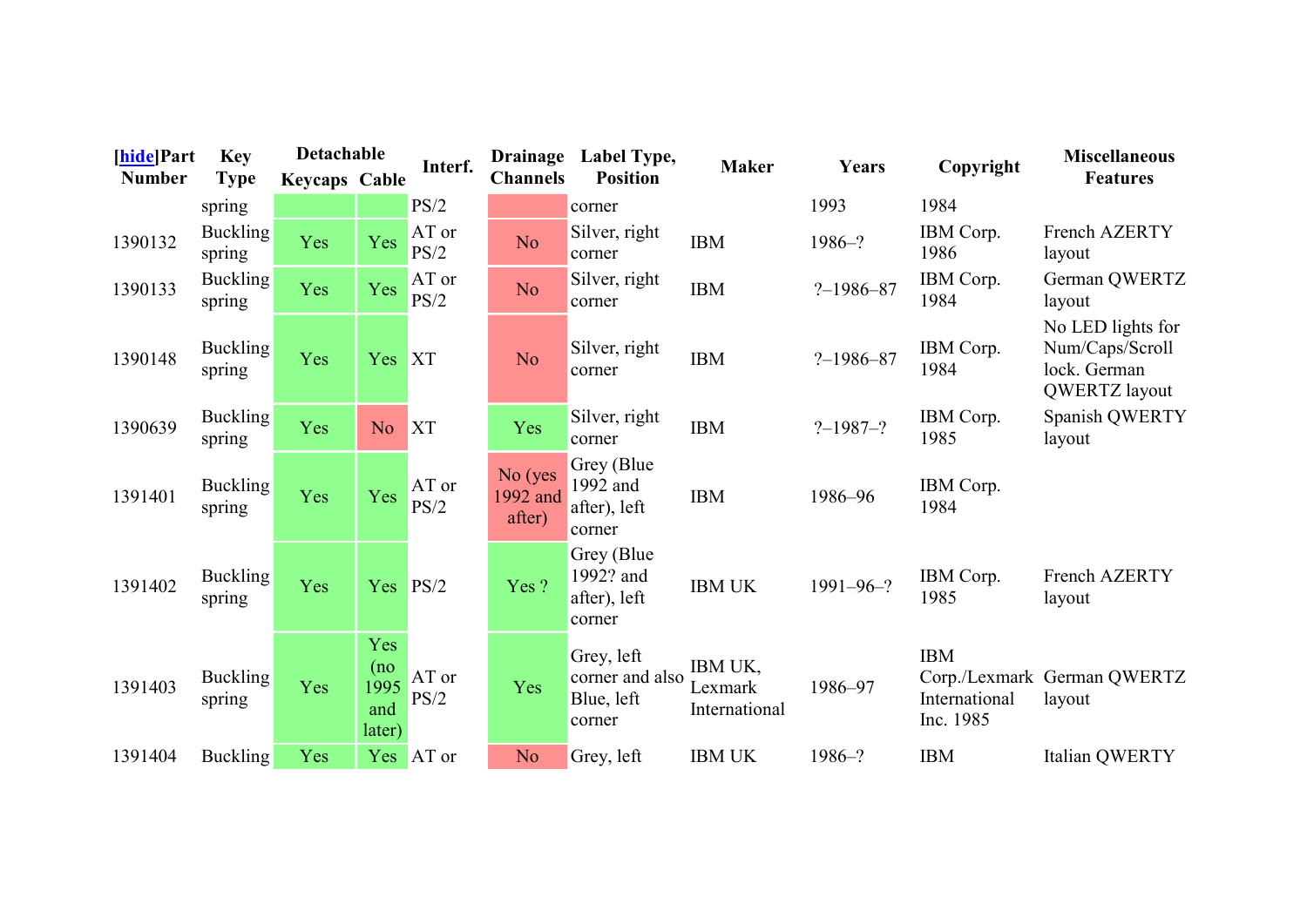| [hide]Part Number | Key Type | Detachable | | Interf. | Drainage Channels | Label Type, Position | Maker | Years | Copyright | Miscellaneous Features |
|---|---|---|---|---|---|---|---|---|---|---|
| | | Keycaps | Cable | | | | | | | |
| | spring | | | PS/2 | | corner | | 1993 | 1984 | |
| 1390132 | Buckling spring | Yes | Yes | AT or PS/2 | No | Silver, right corner | IBM | 1986–? | IBM Corp. 1986 | French AZERTY layout |
| 1390133 | Buckling spring | Yes | Yes | AT or PS/2 | No | Silver, right corner | IBM | ?–1986–87 | IBM Corp. 1984 | German QWERTZ layout |
| 1390148 | Buckling spring | Yes | Yes | XT | No | Silver, right corner | IBM | ?–1986–87 | IBM Corp. 1984 | No LED lights for Num/Caps/Scroll lock. German QWERTZ layout |
| 1390639 | Buckling spring | Yes | No | XT | Yes | Silver, right corner | IBM | ?–1987–? | IBM Corp. 1985 | Spanish QWERTY layout |
| 1391401 | Buckling spring | Yes | Yes | AT or PS/2 | No (yes 1992 and after) | Grey (Blue 1992 and after), left corner | IBM | 1986–96 | IBM Corp. 1984 | |
| 1391402 | Buckling spring | Yes | Yes | PS/2 | Yes ? | Grey (Blue 1992? and after), left corner | IBM UK | 1991–96–? | IBM Corp. 1985 | French AZERTY layout |
| 1391403 | Buckling spring | Yes | Yes (no 1995 and later) | AT or PS/2 | Yes | Grey, left corner and also Blue, left corner | IBM UK, Lexmark International | 1986–97 | IBM Corp./Lexmark International Inc. 1985 | German QWERTZ layout |
| 1391404 | Buckling | Yes | Yes | AT or | No | Grey, left | IBM UK | 1986–? | IBM | Italian QWERTY |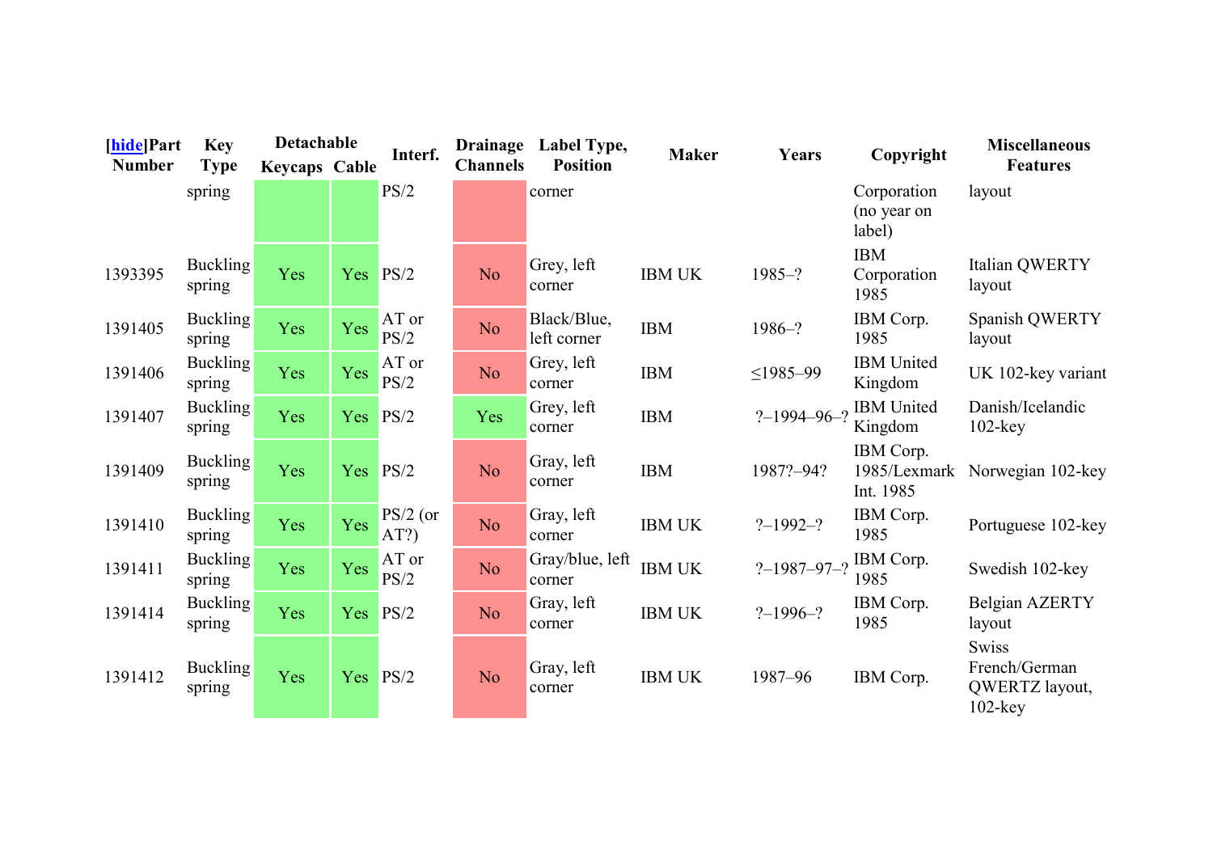| [hide]Part Number | Key Type | Detachable | | Interf. | Drainage Channels | Label Type, Position | Maker | Years | Copyright | Miscellaneous Features |
|---|---|---|---|---|---|---|---|---|---|---|
| | | Keycaps | Cable | | | | | | | |
| | spring | | | PS/2 | | corner | | | Corporation (no year on label) | layout |
| 1393395 | Buckling spring | Yes | Yes | PS/2 | No | Grey, left corner | IBM UK | 1985–? | IBM Corporation 1985 | Italian QWERTY layout |
| 1391405 | Buckling spring | Yes | Yes | AT or PS/2 | No | Black/Blue, left corner | IBM | 1986–? | IBM Corp. 1985 | Spanish QWERTY layout |
| 1391406 | Buckling spring | Yes | Yes | AT or PS/2 | No | Grey, left corner | IBM | ≤1985–99 | IBM United Kingdom | UK 102-key variant |
| 1391407 | Buckling spring | Yes | Yes | PS/2 | Yes | Grey, left corner | IBM | ?–1994–96–? | IBM United Kingdom | Danish/Icelandic 102-key |
| 1391409 | Buckling spring | Yes | Yes | PS/2 | No | Gray, left corner | IBM | 1987?–94? | IBM Corp. 1985/Lexmark Int. 1985 | Norwegian 102-key |
| 1391410 | Buckling spring | Yes | Yes | PS/2 (or AT?) | No | Gray, left corner | IBM UK | ?–1992–? | IBM Corp. 1985 | Portuguese 102-key |
| 1391411 | Buckling spring | Yes | Yes | AT or PS/2 | No | Gray/blue, left corner | IBM UK | ?–1987–97–? | IBM Corp. 1985 | Swedish 102-key |
| 1391414 | Buckling spring | Yes | Yes | PS/2 | No | Gray, left corner | IBM UK | ?–1996–? | IBM Corp. 1985 | Belgian AZERTY layout |
| 1391412 | Buckling spring | Yes | Yes | PS/2 | No | Gray, left corner | IBM UK | 1987–96 | IBM Corp. | Swiss French/German QWERTZ layout, 102-key |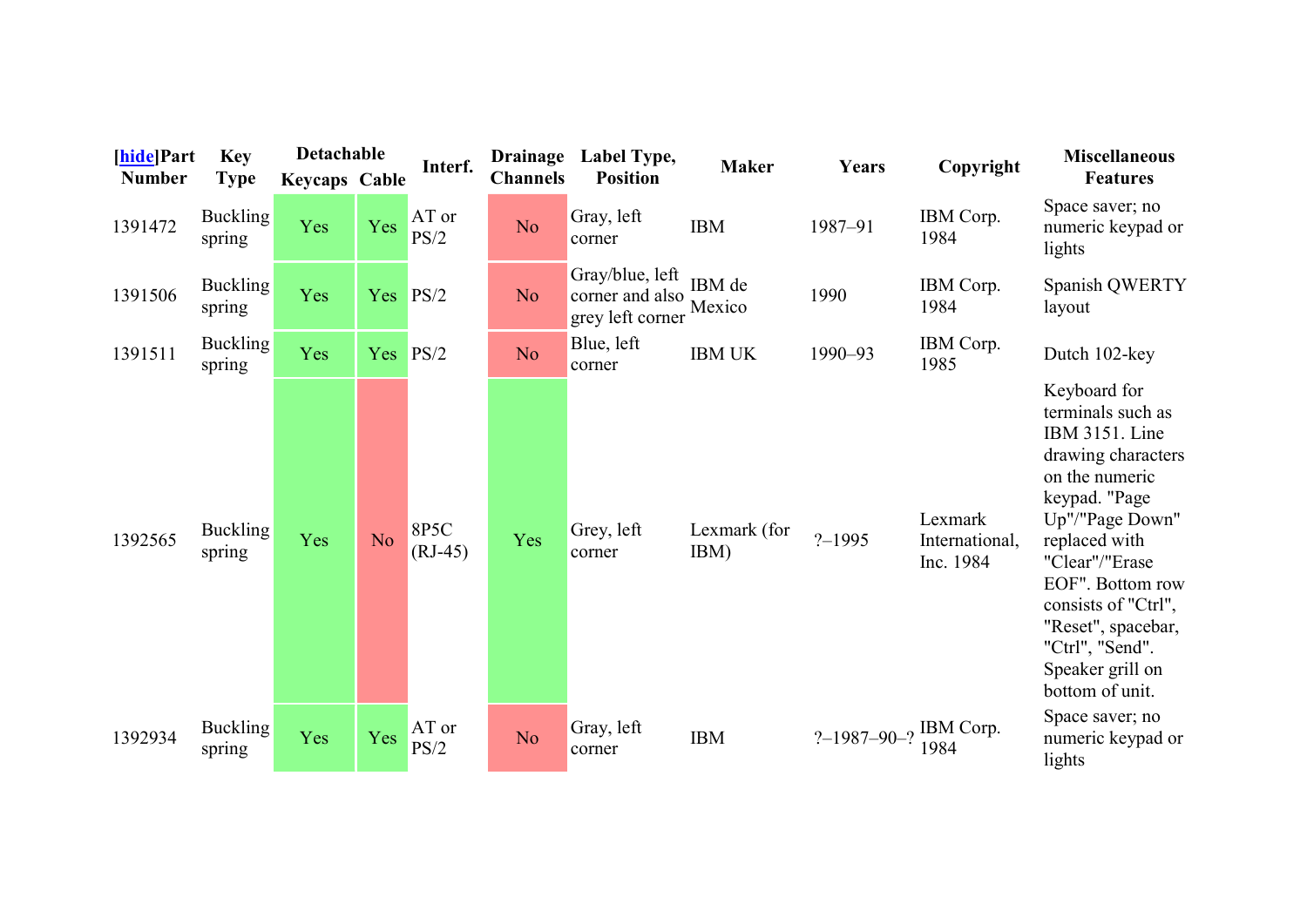| [hide]Part Number | Key Type | Detachable | | Interf. | Drainage Channels | Label Type, Position | Maker | Years | Copyright | Miscellaneous Features |
|---|---|---|---|---|---|---|---|---|---|---|
| | | Keycaps | Cable | | | | | | | |
| 1391472 | Buckling spring | Yes | Yes | AT or PS/2 | No | Gray, left corner | IBM | 1987–91 | IBM Corp. 1984 | Space saver; no numeric keypad or lights |
| 1391506 | Buckling spring | Yes | Yes | PS/2 | No | Gray/blue, left corner and also grey left corner | IBM de Mexico | 1990 | IBM Corp. 1984 | Spanish QWERTY layout |
| 1391511 | Buckling spring | Yes | Yes | PS/2 | No | Blue, left corner | IBM UK | 1990–93 | IBM Corp. 1985 | Dutch 102-key |
| 1392565 | Buckling spring | Yes | No | 8P5C (RJ-45) | Yes | Grey, left corner | Lexmark (for IBM) | ?–1995 | Lexmark International, Inc. 1984 | Keyboard for terminals such as IBM 3151. Line drawing characters on the numeric keypad. "Page Up"/"Page Down" replaced with "Clear"/"Erase EOF". Bottom row consists of "Ctrl", "Reset", spacebar, "Ctrl", "Send". Speaker grill on bottom of unit. |
| 1392934 | Buckling spring | Yes | Yes | AT or PS/2 | No | Gray, left corner | IBM | ?–1987–90–? | IBM Corp. 1984 | Space saver; no numeric keypad or lights |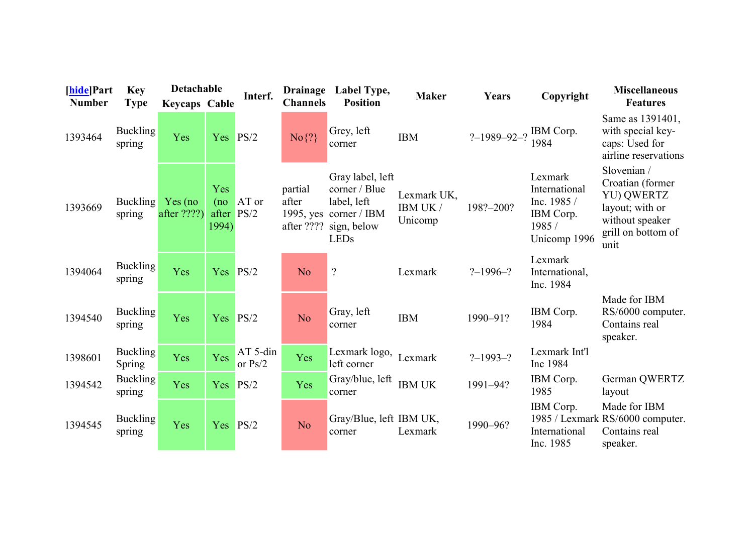| [hide]Part Number | Key Type | Detachable | | Interf. | Drainage Channels | Label Type, Position | Maker | Years | Copyright | Miscellaneous Features |
|---|---|---|---|---|---|---|---|---|---|---|
| | | Keycaps | Cable | | | | | | | |
| 1393464 | Buckling spring | Yes | Yes | PS/2 | No{?} | Grey, left corner | IBM | ?–1989–92–? | IBM Corp. 1984 | Same as 1391401, with special key-caps: Used for airline reservations |
| 1393669 | Buckling spring | Yes (no after ????) | Yes (no after 1994) | AT or PS/2 | partial after 1995, yes after ???? | Gray label, left corner / Blue label, left corner / IBM sign, below LEDs | Lexmark UK, IBM UK / Unicomp | 198?–200? | Lexmark International Inc. 1985 / IBM Corp. 1985 / Unicomp 1996 | Slovenian / Croatian (former YU) QWERTZ layout; with or without speaker grill on bottom of unit |
| 1394064 | Buckling spring | Yes | Yes | PS/2 | No | ? | Lexmark | ?–1996–? | Lexmark International, Inc. 1984 | |
| 1394540 | Buckling spring | Yes | Yes | PS/2 | No | Gray, left corner | IBM | 1990–91? | IBM Corp. 1984 | Made for IBM RS/6000 computer. Contains real speaker. |
| 1398601 | Buckling Spring | Yes | Yes | AT 5-din or Ps/2 | Yes | Lexmark logo, left corner | Lexmark | ?–1993–? | Lexmark Int'l Inc 1984 | |
| 1394542 | Buckling spring | Yes | Yes | PS/2 | Yes | Gray/blue, left corner | IBM UK | 1991–94? | IBM Corp. 1985 | German QWERTZ layout |
| 1394545 | Buckling spring | Yes | Yes | PS/2 | No | Gray/Blue, left corner | IBM UK, Lexmark | 1990–96? | IBM Corp. 1985 / Lexmark International Inc. 1985 | Made for IBM RS/6000 computer. Contains real speaker. |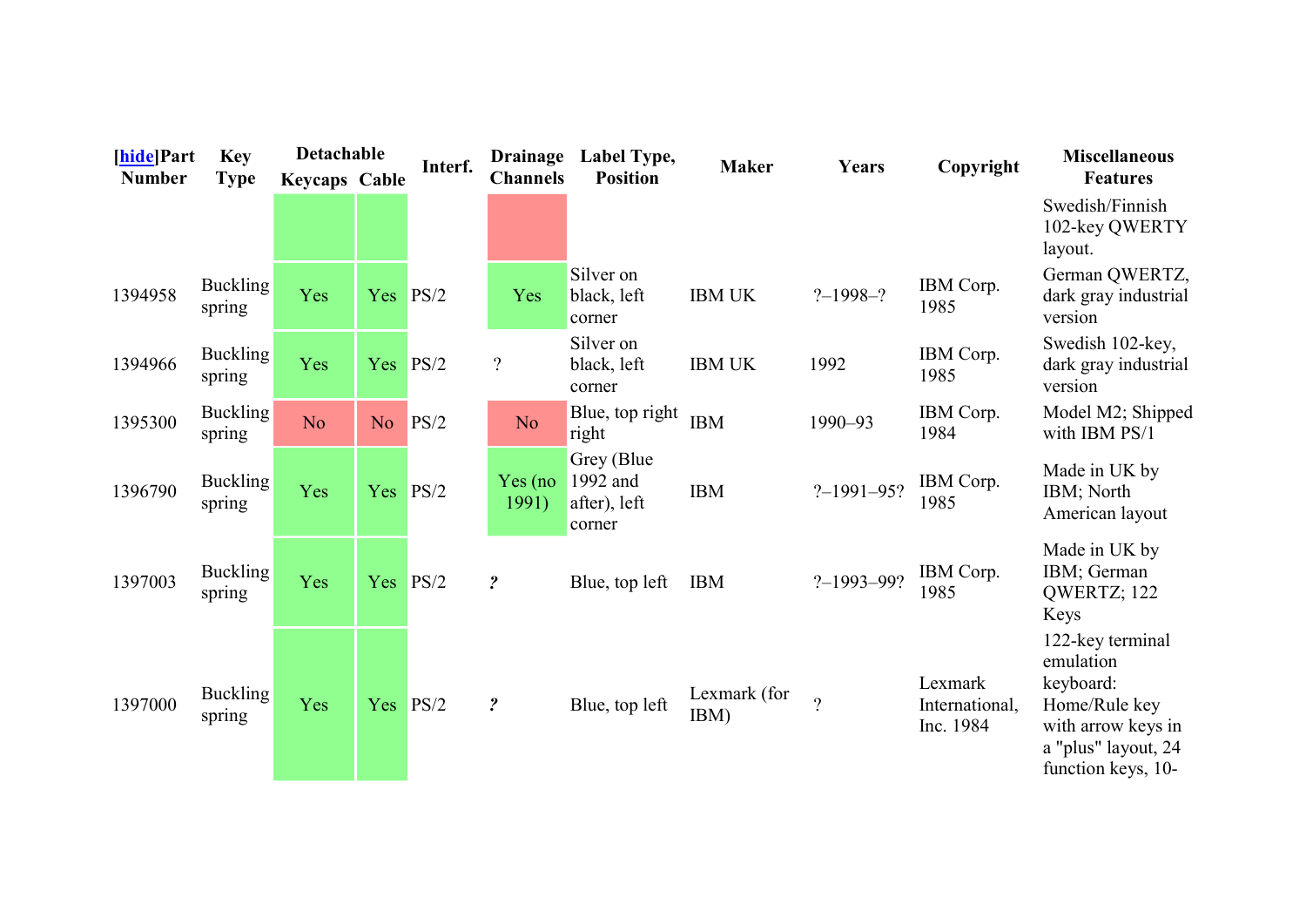| [hide]Part Number | Key Type | Detachable | | Interf. | Drainage Channels | Label Type, Position | Maker | Years | Copyright | Miscellaneous Features |
|---|---|---|---|---|---|---|---|---|---|---|
| | | Keycaps | Cable | | | | | | | |
| | | | | | | | | | | Swedish/Finnish 102-key QWERTY layout. |
| 1394958 | Buckling spring | Yes | Yes | PS/2 | Yes | Silver on black, left corner | IBM UK | ?–1998–? | IBM Corp. 1985 | German QWERTZ, dark gray industrial version |
| 1394966 | Buckling spring | Yes | Yes | PS/2 | ? | Silver on black, left corner | IBM UK | 1992 | IBM Corp. 1985 | Swedish 102-key, dark gray industrial version |
| 1395300 | Buckling spring | No | No | PS/2 | No | Blue, top right right | IBM | 1990–93 | IBM Corp. 1984 | Model M2; Shipped with IBM PS/1 |
| 1396790 | Buckling spring | Yes | Yes | PS/2 | Yes (no 1991) | Grey (Blue 1992 and after), left corner | IBM | ?–1991–95? | IBM Corp. 1985 | Made in UK by IBM; North American layout |
| 1397003 | Buckling spring | Yes | Yes | PS/2 | ? | Blue, top left | IBM | ?–1993–99? | IBM Corp. 1985 | Made in UK by IBM; German QWERTZ; 122 Keys |
| 1397000 | Buckling spring | Yes | Yes | PS/2 | ? | Blue, top left | Lexmark (for IBM) | ? | Lexmark International, Inc. 1984 | 122-key terminal emulation keyboard: Home/Rule key with arrow keys in a "plus" layout, 24 function keys, 10- |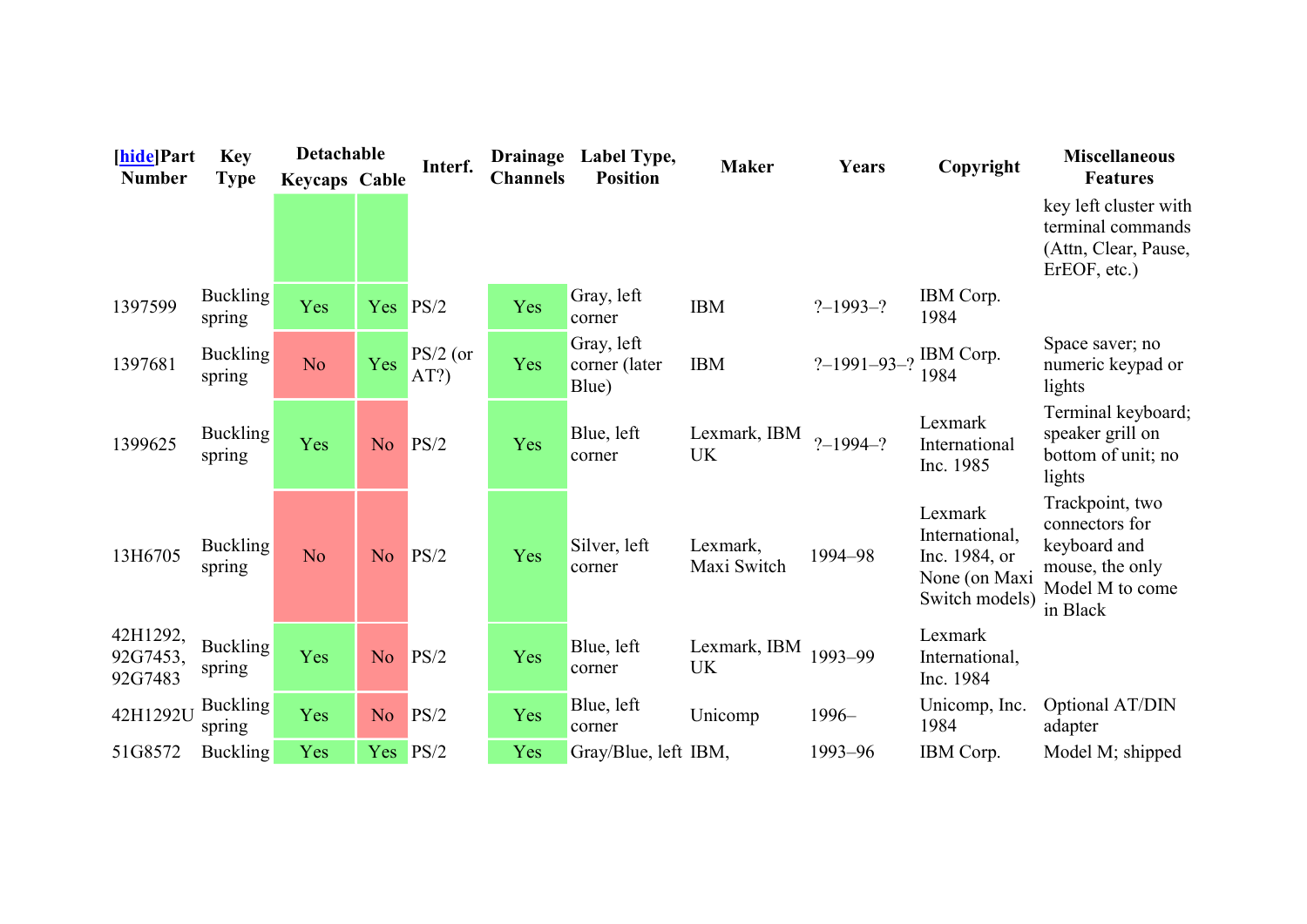| [hide]Part Number | Key Type | Detachable | | Interf. | Drainage Channels | Label Type, Position | Maker | Years | Copyright | Miscellaneous Features |
|---|---|---|---|---|---|---|---|---|---|---|
| | | Keycaps | Cable | | | | | | | |
| | | | | | | | | | | key left cluster with terminal commands (Attn, Clear, Pause, ErEOF, etc.) |
| 1397599 | Buckling spring | Yes | Yes | PS/2 | Yes | Gray, left corner | IBM | ?–1993–? | IBM Corp. 1984 | |
| 1397681 | Buckling spring | No | Yes | PS/2 (or AT?) | Yes | Gray, left corner (later Blue) | IBM | ?–1991–93–? | IBM Corp. 1984 | Space saver; no numeric keypad or lights |
| 1399625 | Buckling spring | Yes | No | PS/2 | Yes | Blue, left corner | Lexmark, IBM UK | ?–1994–? | Lexmark International Inc. 1985 | Terminal keyboard; speaker grill on bottom of unit; no lights |
| 13H6705 | Buckling spring | No | No | PS/2 | Yes | Silver, left corner | Lexmark, Maxi Switch | 1994–98 | Lexmark International, Inc. 1984, or None (on Maxi Switch models) | Trackpoint, two connectors for keyboard and mouse, the only Model M to come in Black |
| 42H1292, 92G7453, 92G7483 | Buckling spring | Yes | No | PS/2 | Yes | Blue, left corner | Lexmark, IBM UK | 1993–99 | Lexmark International, Inc. 1984 | |
| 42H1292U | Buckling spring | Yes | No | PS/2 | Yes | Blue, left corner | Unicomp | 1996– | Unicomp, Inc. 1984 | Optional AT/DIN adapter |
| 51G8572 | Buckling | Yes | Yes | PS/2 | Yes | Gray/Blue, left | IBM, | 1993–96 | IBM Corp. | Model M; shipped |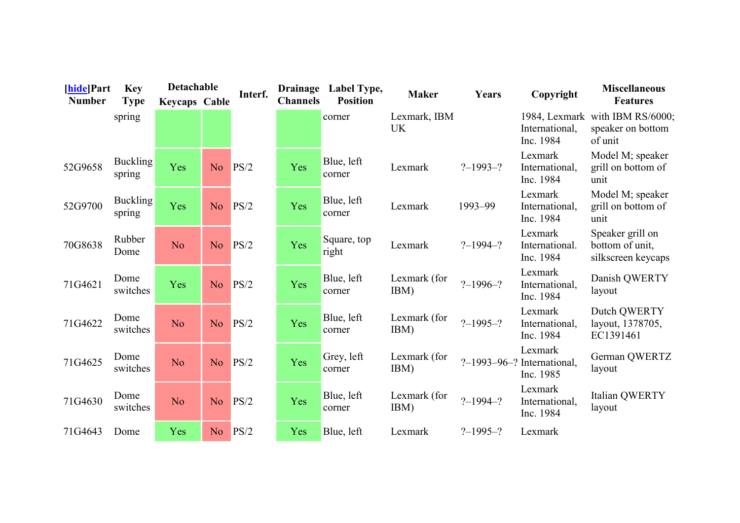| [hide]Part Number | Key Type | Detachable | | Interf. | Drainage Channels | Label Type, Position | Maker | Years | Copyright | Miscellaneous Features |
|---|---|---|---|---|---|---|---|---|---|---|
| | | Keycaps | Cable | | | | | | | |
| | spring | | | | | corner | Lexmark, IBM UK | | 1984, Lexmark International, Inc. 1984 | with IBM RS/6000; speaker on bottom of unit |
| 52G9658 | Buckling spring | Yes | No | PS/2 | Yes | Blue, left corner | Lexmark | ?–1993–? | Lexmark International, Inc. 1984 | Model M; speaker grill on bottom of unit |
| 52G9700 | Buckling spring | Yes | No | PS/2 | Yes | Blue, left corner | Lexmark | 1993–99 | Lexmark International, Inc. 1984 | Model M; speaker grill on bottom of unit |
| 70G8638 | Rubber Dome | No | No | PS/2 | Yes | Square, top right | Lexmark | ?–1994–? | Lexmark International. Inc. 1984 | Speaker grill on bottom of unit, silkscreen keycaps |
| 71G4621 | Dome switches | Yes | No | PS/2 | Yes | Blue, left corner | Lexmark (for IBM) | ?–1996–? | Lexmark International, Inc. 1984 | Danish QWERTY layout |
| 71G4622 | Dome switches | No | No | PS/2 | Yes | Blue, left corner | Lexmark (for IBM) | ?–1995–? | Lexmark International, Inc. 1984 | Dutch QWERTY layout, 1378705, EC1391461 |
| 71G4625 | Dome switches | No | No | PS/2 | Yes | Grey, left corner | Lexmark (for IBM) | ?–1993–96–? | Lexmark International, Inc. 1985 | German QWERTZ layout |
| 71G4630 | Dome switches | No | No | PS/2 | Yes | Blue, left corner | Lexmark (for IBM) | ?–1994–? | Lexmark International, Inc. 1984 | Italian QWERTY layout |
| 71G4643 | Dome | Yes | No | PS/2 | Yes | Blue, left | Lexmark | ?–1995–? | Lexmark | |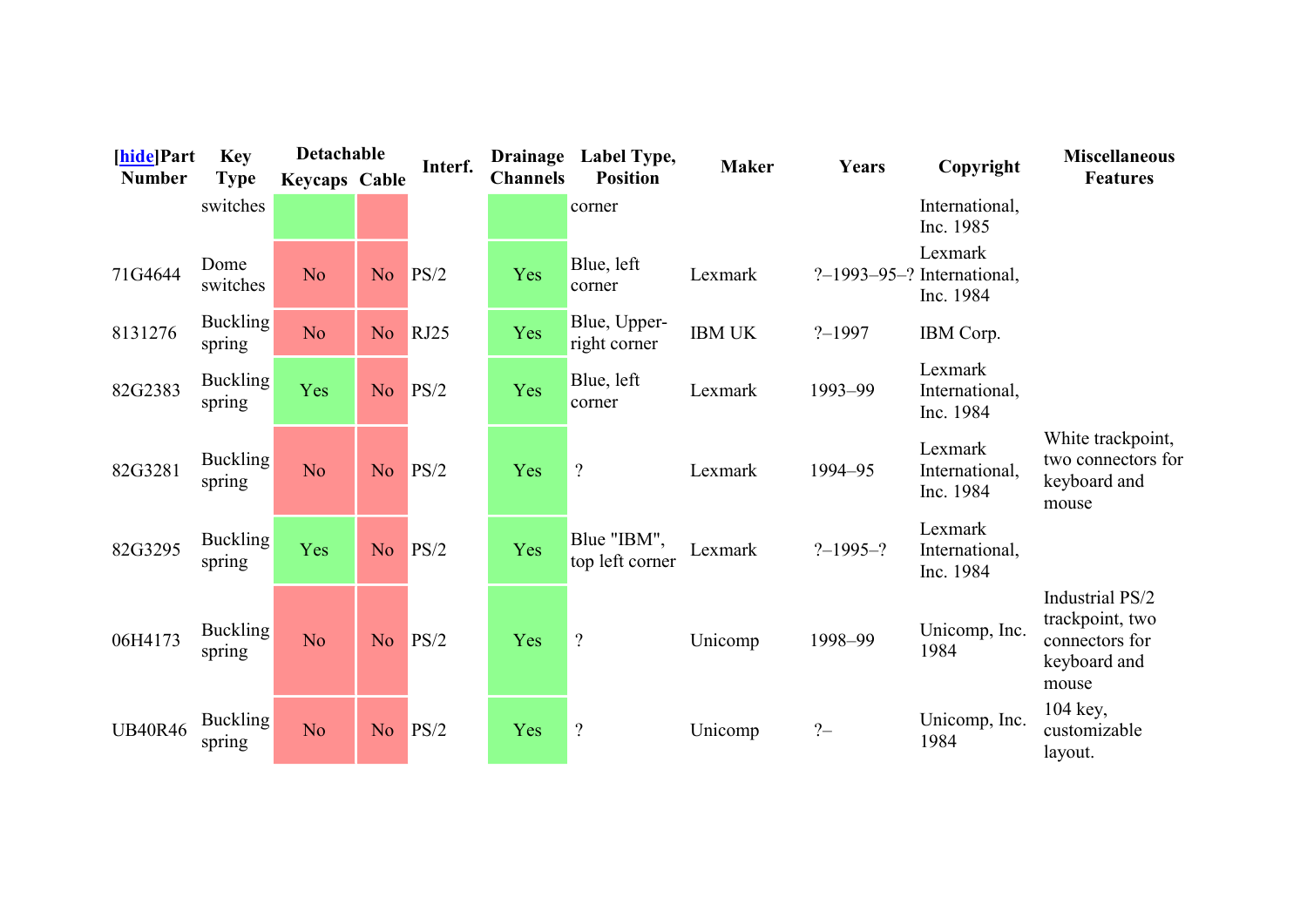| [hide]Part Number | Key Type | Detachable | | Interf. | Drainage Channels | Label Type, Position | Maker | Years | Copyright | Miscellaneous Features |
|---|---|---|---|---|---|---|---|---|---|---|
| | | Keycaps | Cable | | | | | | | |
| | switches | | | | | corner | | | International, Inc. 1985 | |
| 71G4644 | Dome switches | No | No | PS/2 | Yes | Blue, left corner | Lexmark | ?–1993–95–? | Lexmark International, Inc. 1984 | |
| 8131276 | Buckling spring | No | No | RJ25 | Yes | Blue, Upper-right corner | IBM UK | ?–1997 | IBM Corp. | |
| 82G2383 | Buckling spring | Yes | No | PS/2 | Yes | Blue, left corner | Lexmark | 1993–99 | Lexmark International, Inc. 1984 | |
| 82G3281 | Buckling spring | No | No | PS/2 | Yes | ? | Lexmark | 1994–95 | Lexmark International, Inc. 1984 | White trackpoint, two connectors for keyboard and mouse |
| 82G3295 | Buckling spring | Yes | No | PS/2 | Yes | Blue "IBM", top left corner | Lexmark | ?–1995–? | Lexmark International, Inc. 1984 | |
| 06H4173 | Buckling spring | No | No | PS/2 | Yes | ? | Unicomp | 1998–99 | Unicomp, Inc. 1984 | Industrial PS/2 trackpoint, two connectors for keyboard and mouse |
| UB40R46 | Buckling spring | No | No | PS/2 | Yes | ? | Unicomp | ?– | Unicomp, Inc. 1984 | 104 key, customizable layout. |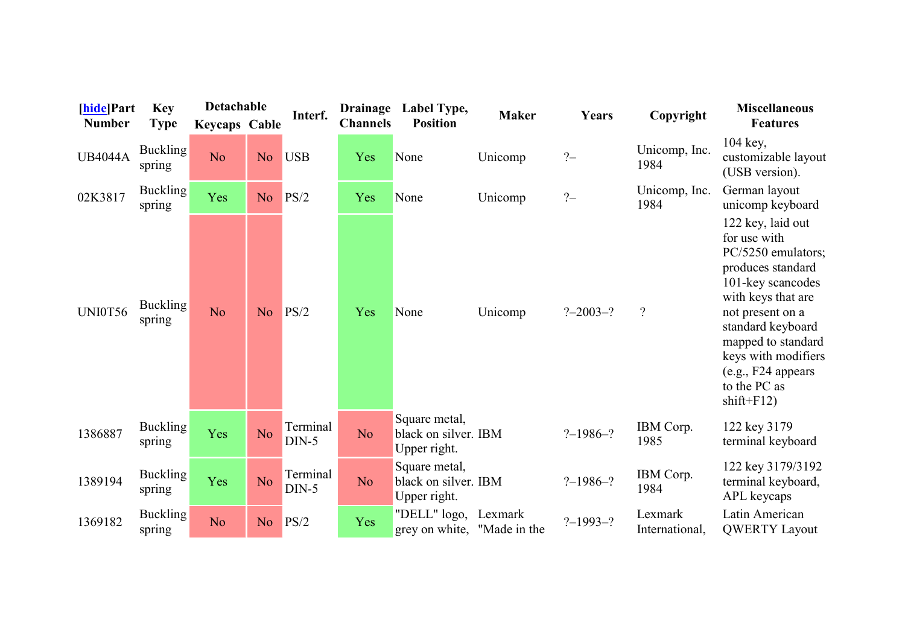| [hide]Part Number | Key Type | Detachable | | Interf. | Drainage Channels | Label Type, Position | Maker | Years | Copyright | Miscellaneous Features |
|---|---|---|---|---|---|---|---|---|---|---|
| | | Keycaps | Cable | | | | | | | |
| UB4044A | Buckling spring | No | No | USB | Yes | None | Unicomp | ?– | Unicomp, Inc. 1984 | 104 key, customizable layout (USB version). |
| 02K3817 | Buckling spring | Yes | No | PS/2 | Yes | None | Unicomp | ?– | Unicomp, Inc. 1984 | German layout unicomp keyboard |
| UNI0T56 | Buckling spring | No | No | PS/2 | Yes | None | Unicomp | ?–2003–? | ? | 122 key, laid out for use with PC/5250 emulators; produces standard 101-key scancodes with keys that are not present on a standard keyboard mapped to standard keys with modifiers (e.g., F24 appears to the PC as shift+F12) |
| 1386887 | Buckling spring | Yes | No | Terminal DIN-5 | No | Square metal, black on silver. Upper right. | IBM | ?–1986–? | IBM Corp. 1985 | 122 key 3179 terminal keyboard |
| 1389194 | Buckling spring | Yes | No | Terminal DIN-5 | No | Square metal, black on silver. Upper right. | IBM | ?–1986–? | IBM Corp. 1984 | 122 key 3179/3192 terminal keyboard, APL keycaps |
| 1369182 | Buckling spring | No | No | PS/2 | Yes | "DELL" logo, grey on white, | Lexmark "Made in the | ?–1993–? | Lexmark International, | Latin American QWERTY Layout |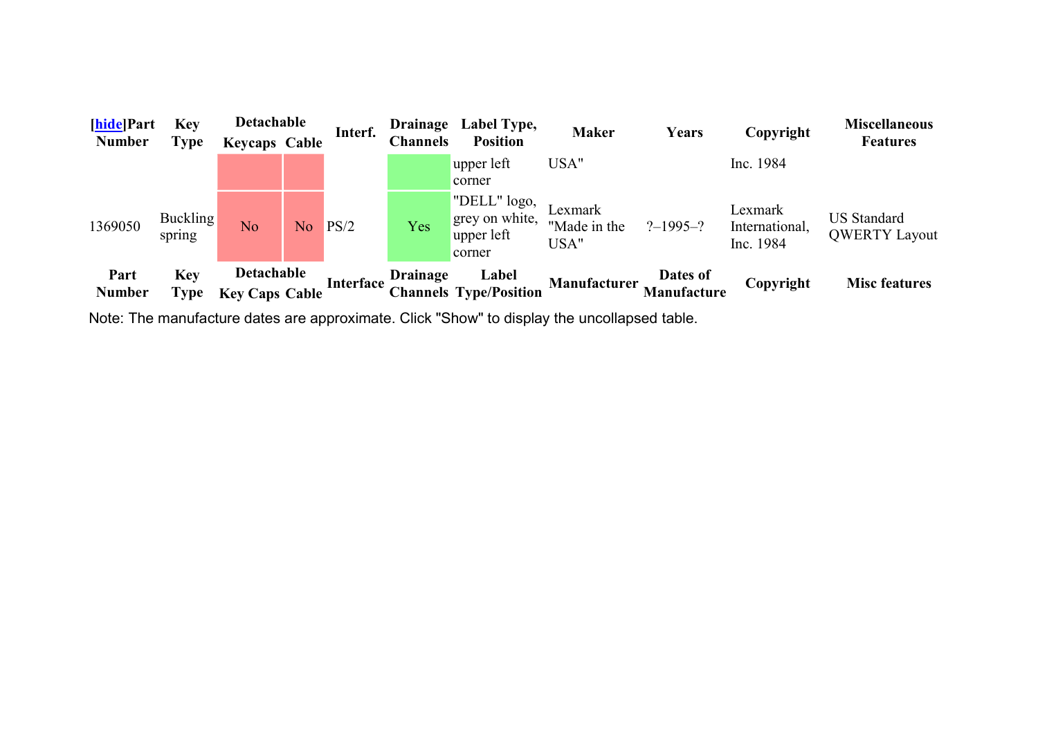| [hide]Part Number | Key Type | Detachable | | Interf. | Drainage Channels | Label Type, Position | Maker | Years | Copyright | Miscellaneous Features |
|---|---|---|---|---|---|---|---|---|---|---|
| | | Keycaps | Cable | | | | | | | |
| | | | | | | upper left corner | USA" | | Inc. 1984 | |
| 1369050 | Buckling spring | No | No | PS/2 | Yes | "DELL" logo, grey on white, upper left corner | Lexmark "Made in the USA" | ?–1995–? | Lexmark International, Inc. 1984 | US Standard QWERTY Layout |
| Part Number | Key Type | Detachable | | Interface | Drainage Channels | Label Type/Position | Manufacturer | Dates of Manufacture | Copyright | Misc features |
| | | Key Caps | Cable | | | | | | | |

Note: The manufacture dates are approximate. Click "Show" to display the uncollapsed table.